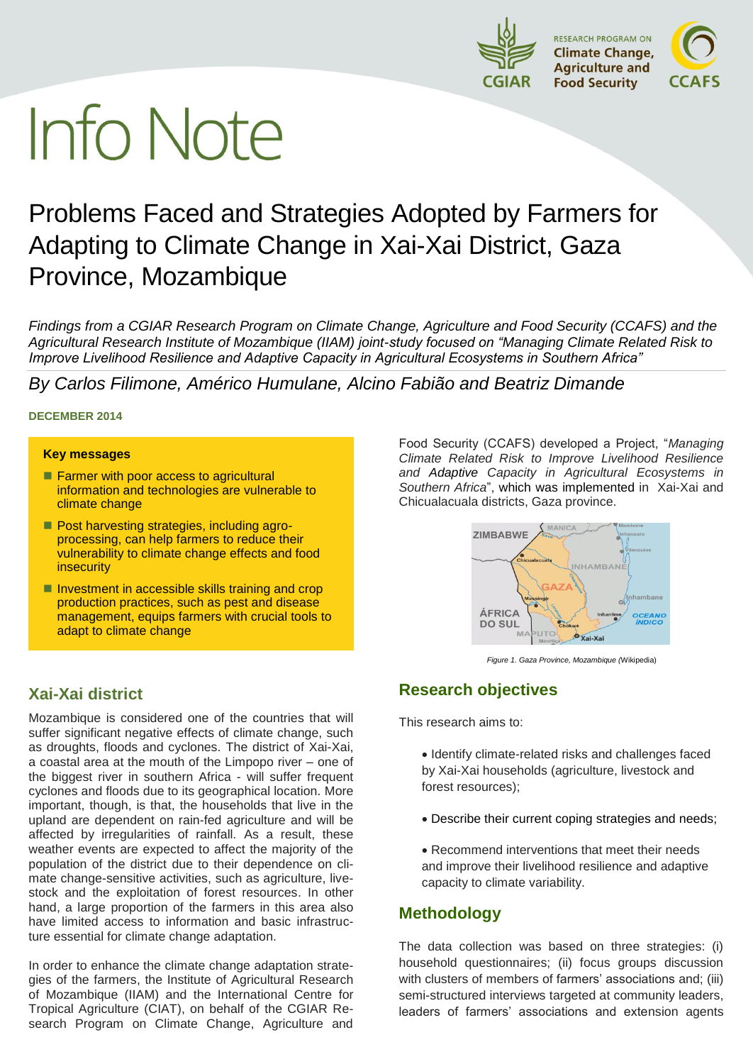# Info Note

## Problems Faced and Strategies Adopted by Farmers for Adapting to Climate Change in Xai-Xai District, Gaza Province, Mozambique

*Findings from a CGIAR Research Program on Climate Change, Agriculture and Food Security (CCAFS) and the Agricultural Research Institute of Mozambique (IIAM) joint-study focused on "Managing Climate Related Risk to Improve Livelihood Resilience and Adaptive Capacity in Agricultural Ecosystems in Southern Africa"*

*By Carlos Filimone, Américo Humulane, Alcino Fabião and Beatriz Dimande*

**DECEMBER 2014**

**Key messages**

- Farmer with poor access to agricultural information and technologies are vulnerable to climate change
- Post harvesting strategies, including agro-processing, can help farmers to reduce their vulnerability to climate change effects and food insecurity
- Investment in accessible skills training and crop production practices, such as pest and disease management, equips farmers with crucial tools to adapt to climate change

## Xai-Xai district

Mozambique is considered one of the countries that will suffer significant negative effects of climate change, such as droughts, floods and cyclones. The district of Xai-Xai, a coastal area at the mouth of the Limpopo river – one of the biggest river in southern Africa - will suffer frequent cyclones and floods due to its geographical location. More important, though, is that, the households that live in the upland are dependent on rain-fed agriculture and will be affected by irregularities of rainfall. As a result, these weather events are expected to affect the majority of the population of the district due to their dependence on climate change-sensitive activities, such as agriculture, livestock and the exploitation of forest resources. In other hand, a large proportion of the farmers in this area also have limited access to information and basic infrastructure essential for climate change adaptation.

In order to enhance the climate change adaptation strategies of the farmers, the Institute of Agricultural Research of Mozambique (IIAM) and the International Centre for Tropical Agriculture (CIAT), on behalf of the CGIAR Research Program on Climate Change, Agriculture and Food Security (CCAFS) developed a Project, "*Managing Climate Related Risk to Improve Livelihood Resilience and Adaptive Capacity in Agricultural Ecosystems in Southern Africa*", which was implemented in Xai-Xai and Chicualacuala districts, Gaza province.

*Figure 1. Gaza Province, Mozambique* (Wikipedia)

## Research objectives

This research aims to:

- Identify climate-related risks and challenges faced by Xai-Xai households (agriculture, livestock and forest resources);
- Describe their current coping strategies and needs;
- Recommend interventions that meet their needs and improve their livelihood resilience and adaptive capacity to climate variability.

## Methodology

The data collection was based on three strategies: (i) household questionnaires; (ii) focus groups discussion with clusters of members of farmers' associations and; (iii) semi-structured interviews targeted at community leaders, leaders of farmers' associations and extension agents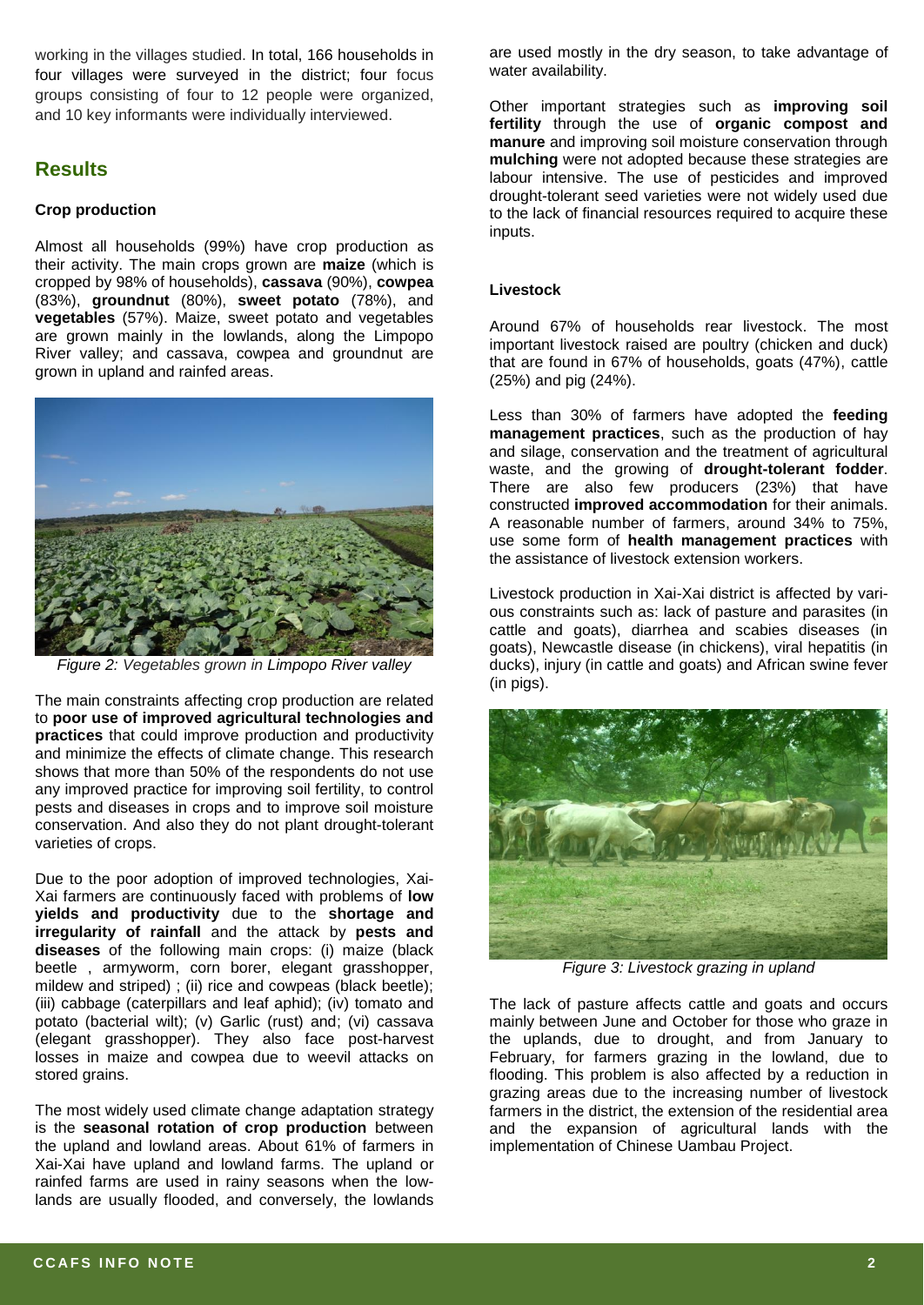working in the villages studied. In total, 166 households in four villages were surveyed in the district; four focus groups consisting of four to 12 people were organized, and 10 key informants were individually interviewed.

## Results

### Crop production

Almost all households (99%) have crop production as their activity. The main crops grown are **maize** (which is cropped by 98% of households), **cassava** (90%), **cowpea** (83%), **groundnut** (80%), **sweet potato** (78%), and **vegetables** (57%). Maize, sweet potato and vegetables are grown mainly in the lowlands, along the Limpopo River valley; and cassava, cowpea and groundnut are grown in upland and rainfed areas.

*Figure 2: Vegetables grown in Limpopo River valley*

The main constraints affecting crop production are related to **poor use of improved agricultural technologies and practices** that could improve production and productivity and minimize the effects of climate change. This research shows that more than 50% of the respondents do not use any improved practice for improving soil fertility, to control pests and diseases in crops and to improve soil moisture conservation. And also they do not plant drought-tolerant varieties of crops.

Due to the poor adoption of improved technologies, Xai-Xai farmers are continuously faced with problems of **low yields and productivity** due to the **shortage and irregularity of rainfall** and the attack by **pests and diseases** of the following main crops: (i) maize (black beetle , armyworm, corn borer, elegant grasshopper, mildew and striped) ; (ii) rice and cowpeas (black beetle); (iii) cabbage (caterpillars and leaf aphid); (iv) tomato and potato (bacterial wilt); (v) Garlic (rust) and; (vi) cassava (elegant grasshopper). They also face post-harvest losses in maize and cowpea due to weevil attacks on stored grains.

The most widely used climate change adaptation strategy is the **seasonal rotation of crop production** between the upland and lowland areas. About 61% of farmers in Xai-Xai have upland and lowland farms. The upland or rainfed farms are used in rainy seasons when the lowlands are usually flooded, and conversely, the lowlands are used mostly in the dry season, to take advantage of water availability.

Other important strategies such as **improving soil fertility** through the use of **organic compost and manure** and improving soil moisture conservation through **mulching** were not adopted because these strategies are labour intensive. The use of pesticides and improved drought-tolerant seed varieties were not widely used due to the lack of financial resources required to acquire these inputs.

### Livestock

Around 67% of households rear livestock. The most important livestock raised are poultry (chicken and duck) that are found in 67% of households, goats (47%), cattle (25%) and pig (24%).

Less than 30% of farmers have adopted the **feeding management practices**, such as the production of hay and silage, conservation and the treatment of agricultural waste, and the growing of **drought-tolerant fodder**. There are also few producers (23%) that have constructed **improved accommodation** for their animals. A reasonable number of farmers, around 34% to 75%, use some form of **health management practices** with the assistance of livestock extension workers.

Livestock production in Xai-Xai district is affected by various constraints such as: lack of pasture and parasites (in cattle and goats), diarrhea and scabies diseases (in goats), Newcastle disease (in chickens), viral hepatitis (in ducks), injury (in cattle and goats) and African swine fever (in pigs).

*Figure 3: Livestock grazing in upland*

The lack of pasture affects cattle and goats and occurs mainly between June and October for those who graze in the uplands, due to drought, and from January to February, for farmers grazing in the lowland, due to flooding. This problem is also affected by a reduction in grazing areas due to the increasing number of livestock farmers in the district, the extension of the residential area and the expansion of agricultural lands with the implementation of Chinese Uambau Project.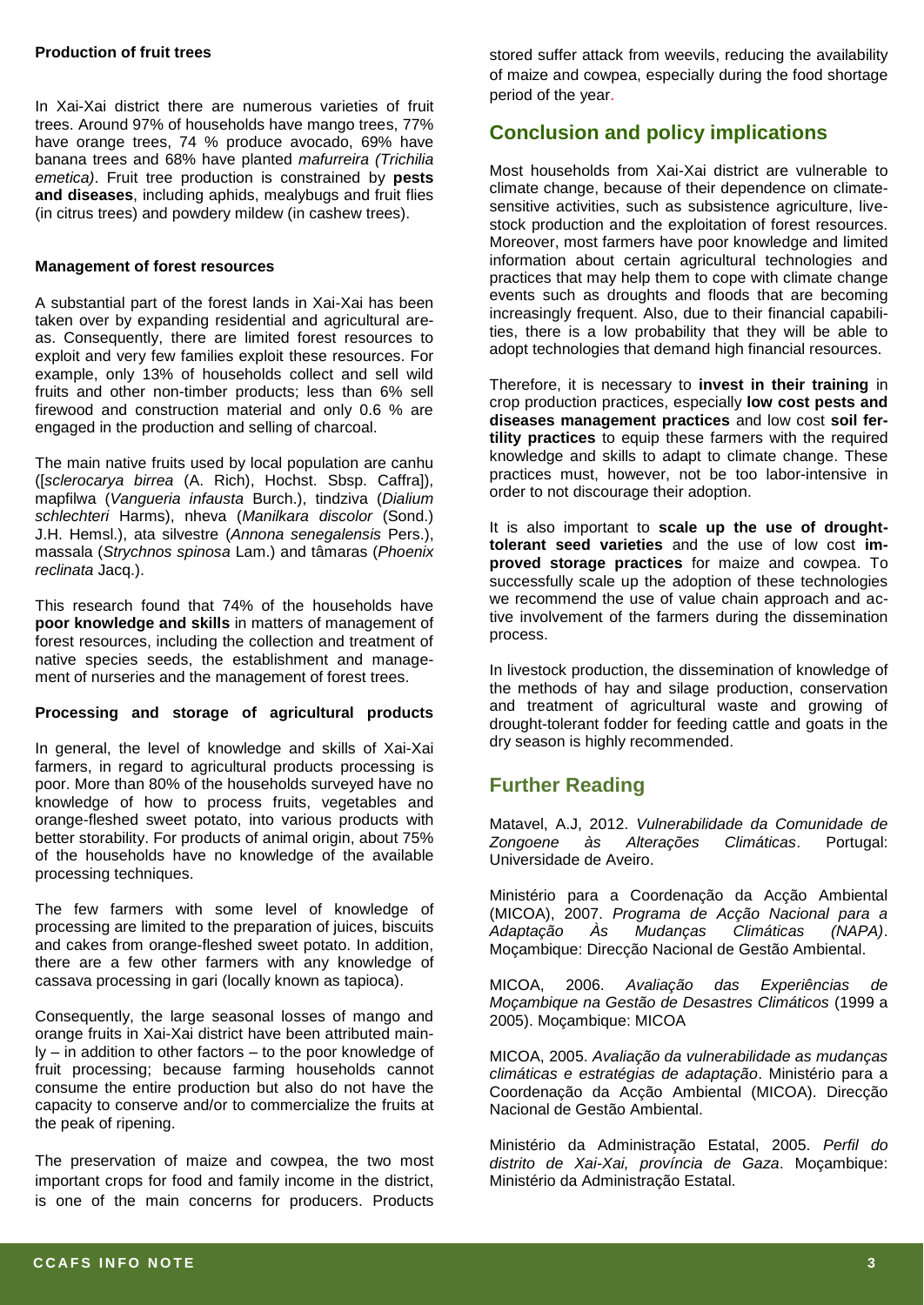#### Production of fruit trees

In Xai-Xai district there are numerous varieties of fruit trees. Around 97% of households have mango trees, 77% have orange trees, 74 % produce avocado, 69% have banana trees and 68% have planted *mafurreira (Trichilia emetica)*. Fruit tree production is constrained by **pests and diseases**, including aphids, mealybugs and fruit flies (in citrus trees) and powdery mildew (in cashew trees).

#### Management of forest resources

A substantial part of the forest lands in Xai-Xai has been taken over by expanding residential and agricultural areas. Consequently, there are limited forest resources to exploit and very few families exploit these resources. For example, only 13% of households collect and sell wild fruits and other non-timber products; less than 6% sell firewood and construction material and only 0.6 % are engaged in the production and selling of charcoal.

The main native fruits used by local population are canhu ([*sclerocarya birrea* (A. Rich), Hochst. Sbsp. Caffra]), mapfilwa (*Vangueria infausta* Burch.), tindziva (*Dialium schlechteri* Harms), nheva (*Manilkara discolor* (Sond.) J.H. Hemsl.), ata silvestre (*Annona senegalensis* Pers.), massala (*Strychnos spinosa* Lam.) and tâmaras (*Phoenix reclinata* Jacq.).

This research found that 74% of the households have **poor knowledge and skills** in matters of management of forest resources, including the collection and treatment of native species seeds, the establishment and management of nurseries and the management of forest trees.

#### Processing and storage of agricultural products

In general, the level of knowledge and skills of Xai-Xai farmers, in regard to agricultural products processing is poor. More than 80% of the households surveyed have no knowledge of how to process fruits, vegetables and orange-fleshed sweet potato, into various products with better storability. For products of animal origin, about 75% of the households have no knowledge of the available processing techniques.

The few farmers with some level of knowledge of processing are limited to the preparation of juices, biscuits and cakes from orange-fleshed sweet potato. In addition, there are a few other farmers with any knowledge of cassava processing in gari (locally known as tapioca).

Consequently, the large seasonal losses of mango and orange fruits in Xai-Xai district have been attributed mainly – in addition to other factors – to the poor knowledge of fruit processing; because farming households cannot consume the entire production but also do not have the capacity to conserve and/or to commercialize the fruits at the peak of ripening.

The preservation of maize and cowpea, the two most important crops for food and family income in the district, is one of the main concerns for producers. Products stored suffer attack from weevils, reducing the availability of maize and cowpea, especially during the food shortage period of the year.

## Conclusion and policy implications

Most households from Xai-Xai district are vulnerable to climate change, because of their dependence on climate-sensitive activities, such as subsistence agriculture, livestock production and the exploitation of forest resources. Moreover, most farmers have poor knowledge and limited information about certain agricultural technologies and practices that may help them to cope with climate change events such as droughts and floods that are becoming increasingly frequent. Also, due to their financial capabilities, there is a low probability that they will be able to adopt technologies that demand high financial resources.

Therefore, it is necessary to **invest in their training** in crop production practices, especially **low cost pests and diseases management practices** and low cost **soil fertility practices** to equip these farmers with the required knowledge and skills to adapt to climate change. These practices must, however, not be too labor-intensive in order to not discourage their adoption.

It is also important to **scale up the use of drought-tolerant seed varieties** and the use of low cost **improved storage practices** for maize and cowpea. To successfully scale up the adoption of these technologies we recommend the use of value chain approach and active involvement of the farmers during the dissemination process.

In livestock production, the dissemination of knowledge of the methods of hay and silage production, conservation and treatment of agricultural waste and growing of drought-tolerant fodder for feeding cattle and goats in the dry season is highly recommended.

## Further Reading

Matavel, A.J, 2012. *Vulnerabilidade da Comunidade de Zongoene às Alterações Climáticas*. Portugal: Universidade de Aveiro.

Ministério para a Coordenação da Acção Ambiental (MICOA), 2007. *Programa de Acção Nacional para a Adaptação Às Mudanças Climáticas (NAPA)*. Moçambique: Direcção Nacional de Gestão Ambiental.

MICOA, 2006. *Avaliação das Experiências de Moçambique na Gestão de Desastres Climáticos* (1999 a 2005). Moçambique: MICOA

MICOA, 2005. *Avaliação da vulnerabilidade as mudanças climáticas e estratégias de adaptação*. Ministério para a Coordenação da Acção Ambiental (MICOA). Direcção Nacional de Gestão Ambiental.

Ministério da Administração Estatal, 2005. *Perfil do distrito de Xai-Xai, província de Gaza*. Moçambique: Ministério da Administração Estatal.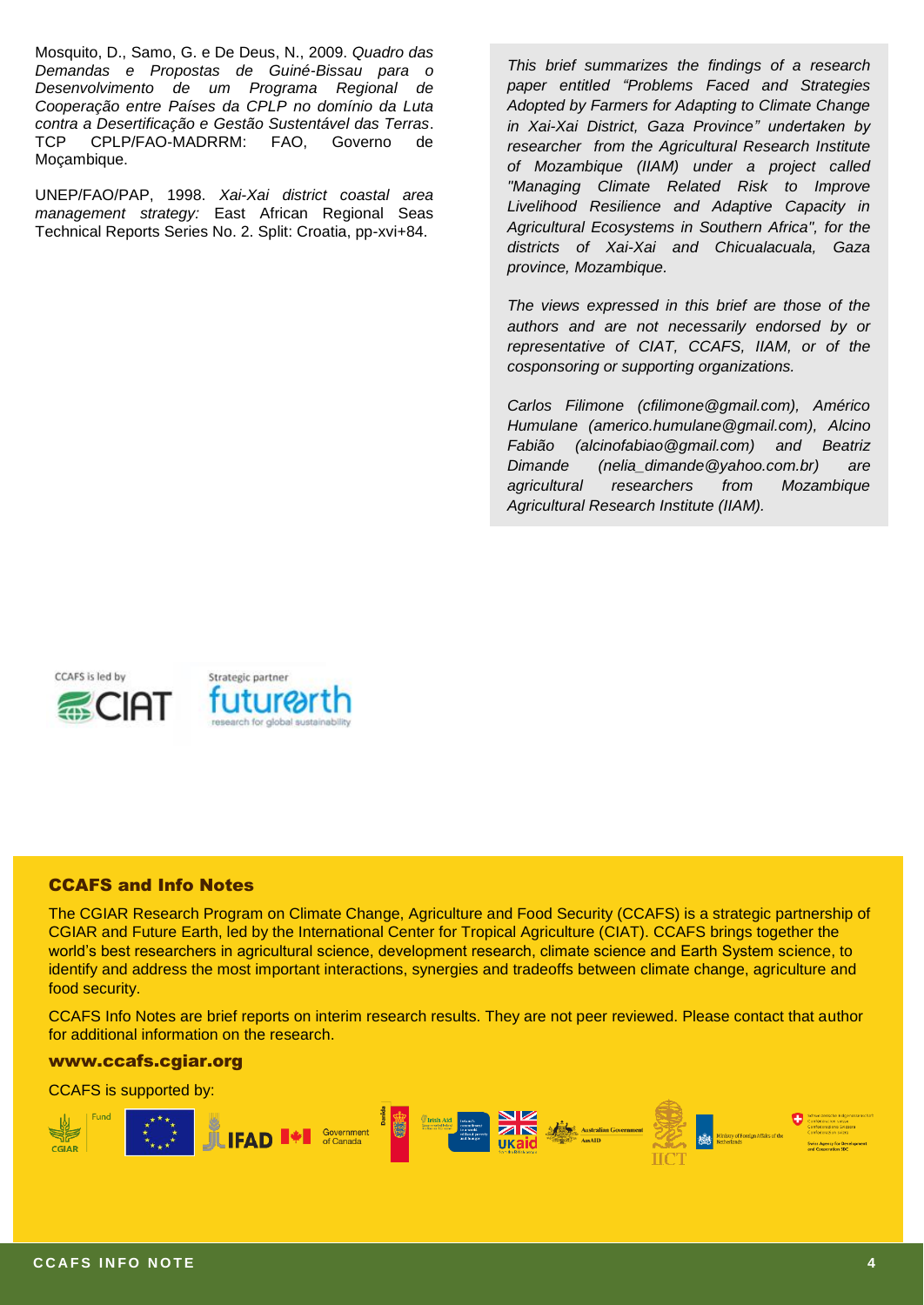Mosquito, D., Samo, G. e De Deus, N., 2009. *Quadro das Demandas e Propostas de Guiné-Bissau para o Desenvolvimento de um Programa Regional de Cooperação entre Países da CPLP no domínio da Luta contra a Desertificação e Gestão Sustentável das Terras*. TCP CPLP/FAO-MADRRM: FAO, Governo de Moçambique.

UNEP/FAO/PAP, 1998. *Xai-Xai district coastal area management strategy:* East African Regional Seas Technical Reports Series No. 2. Split: Croatia, pp-xvi+84.

*This brief summarizes the findings of a research paper entitled "Problems Faced and Strategies Adopted by Farmers for Adapting to Climate Change in Xai-Xai District, Gaza Province" undertaken by researcher from the Agricultural Research Institute of Mozambique (IIAM) under a project called "Managing Climate Related Risk to Improve Livelihood Resilience and Adaptive Capacity in Agricultural Ecosystems in Southern Africa", for the districts of Xai-Xai and Chicualacuala, Gaza province, Mozambique.*

*The views expressed in this brief are those of the authors and are not necessarily endorsed by or representative of CIAT, CCAFS, IIAM, or of the cosponsoring or supporting organizations.*

*Carlos Filimone (cfilimone@gmail.com), Américo Humulane (americo.humulane@gmail.com), Alcino Fabião (alcinofabiao@gmail.com) and Beatriz Dimande (nelia_dimande@yahoo.com.br) are agricultural researchers from Mozambique Agricultural Research Institute (IIAM).*

CCAFS is led by CIAT

Strategic partner futurearth research for global sustainability

**CCAFS and Info Notes**

The CGIAR Research Program on Climate Change, Agriculture and Food Security (CCAFS) is a strategic partnership of CGIAR and Future Earth, led by the International Center for Tropical Agriculture (CIAT). CCAFS brings together the world's best researchers in agricultural science, development research, climate science and Earth System science, to identify and address the most important interactions, synergies and tradeoffs between climate change, agriculture and food security.

CCAFS Info Notes are brief reports on interim research results. They are not peer reviewed. Please contact that author for additional information on the research.

**www.ccafs.cgiar.org**

CCAFS is supported by: